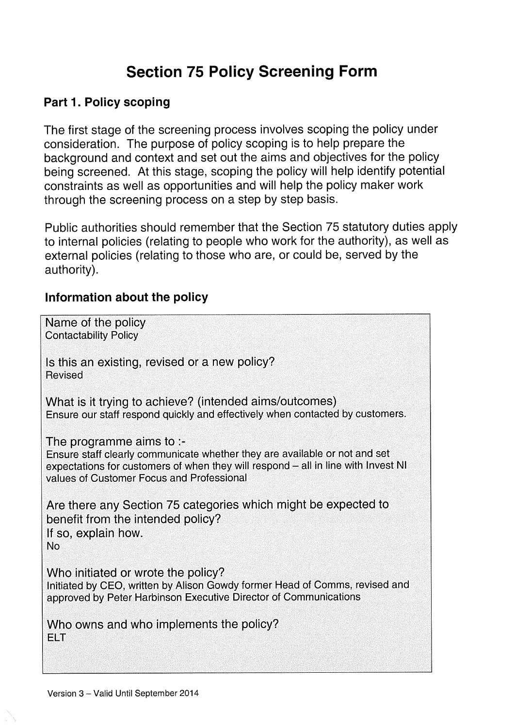# Section 75 Policy Screening Form

## Part 1. Policy scoping

The first stage of the screening process involves scoping the policy under consideration. The purpose of policy scoping is to help prepare the background and context and set out the aims and objectives for the policy being screened. At this stage, scoping the policy will help identify potential constraints as well as opportunities and will help the policy maker work through the screening process on a step by step basis.

Public authorities should remember that the Section 75 statutory duties apply to internal policies (relating to people who work for the authority), as well as external policies (relating to those who are, or could be, served by the authority).

### Information about the policy

Name of the policy
Contactability Policy

Is this an existing, revised or a new policy?
Revised

What is it trying to achieve? (intended aims/outcomes)
Ensure our staff respond quickly and effectively when contacted by customers.

The programme aims to :-
Ensure staff clearly communicate whether they are available or not and set expectations for customers of when they will respond – all in line with Invest NI values of Customer Focus and Professional

Are there any Section 75 categories which might be expected to benefit from the intended policy?
If so, explain how.
No

Who initiated or wrote the policy?
Initiated by CEO, written by Alison Gowdy former Head of Comms, revised and approved by Peter Harbinson Executive Director of Communications

Who owns and who implements the policy?
ELT

Version 3 – Valid Until September 2014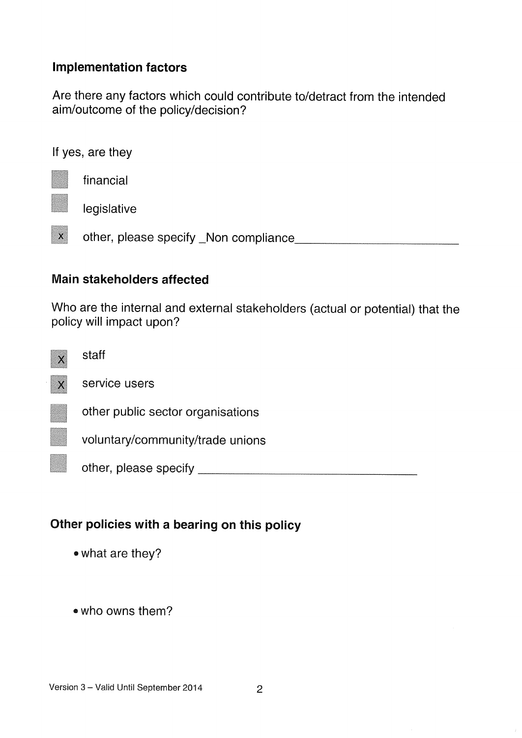### Implementation factors

Are there any factors which could contribute to/detract from the intended aim/outcome of the policy/decision?

If yes, are they

- [ ] financial
- [ ] legislative
- [x] other, please specify _Non compliance_

### Main stakeholders affected

Who are the internal and external stakeholders (actual or potential) that the policy will impact upon?

- [x] staff
- [x] service users
- [ ] other public sector organisations
- [ ] voluntary/community/trade unions
- [ ] other, please specify \_\_\_\_\_\_\_\_\_\_\_\_\_\_\_\_

### Other policies with a bearing on this policy

- what are they?

- who owns them?

Version 3 – Valid Until September 2014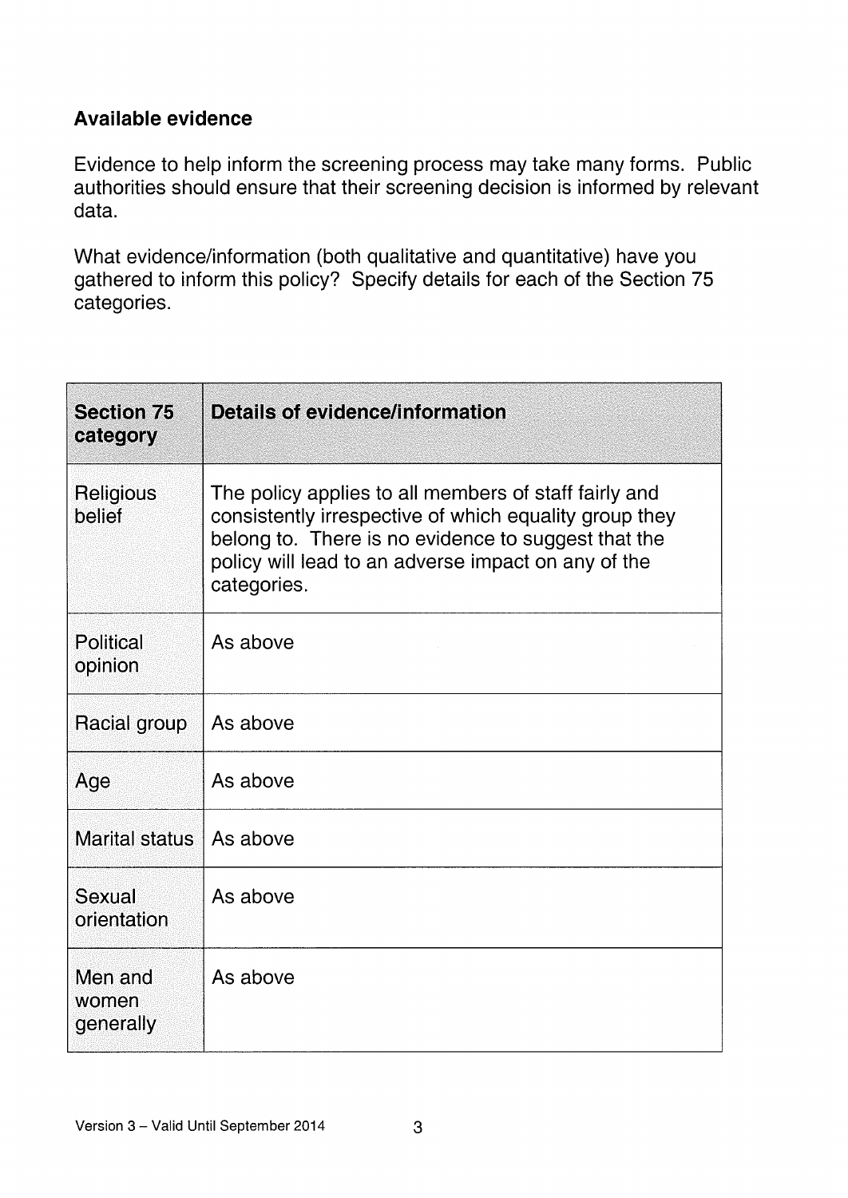### Available evidence

Evidence to help inform the screening process may take many forms. Public authorities should ensure that their screening decision is informed by relevant data.

What evidence/information (both qualitative and quantitative) have you gathered to inform this policy? Specify details for each of the Section 75 categories.

| Section 75 category | Details of evidence/information |
|---|---|
| Religious belief | The policy applies to all members of staff fairly and consistently irrespective of which equality group they belong to. There is no evidence to suggest that the policy will lead to an adverse impact on any of the categories. |
| Political opinion | As above |
| Racial group | As above |
| Age | As above |
| Marital status | As above |
| Sexual orientation | As above |
| Men and women generally | As above |

Version 3 – Valid Until September 2014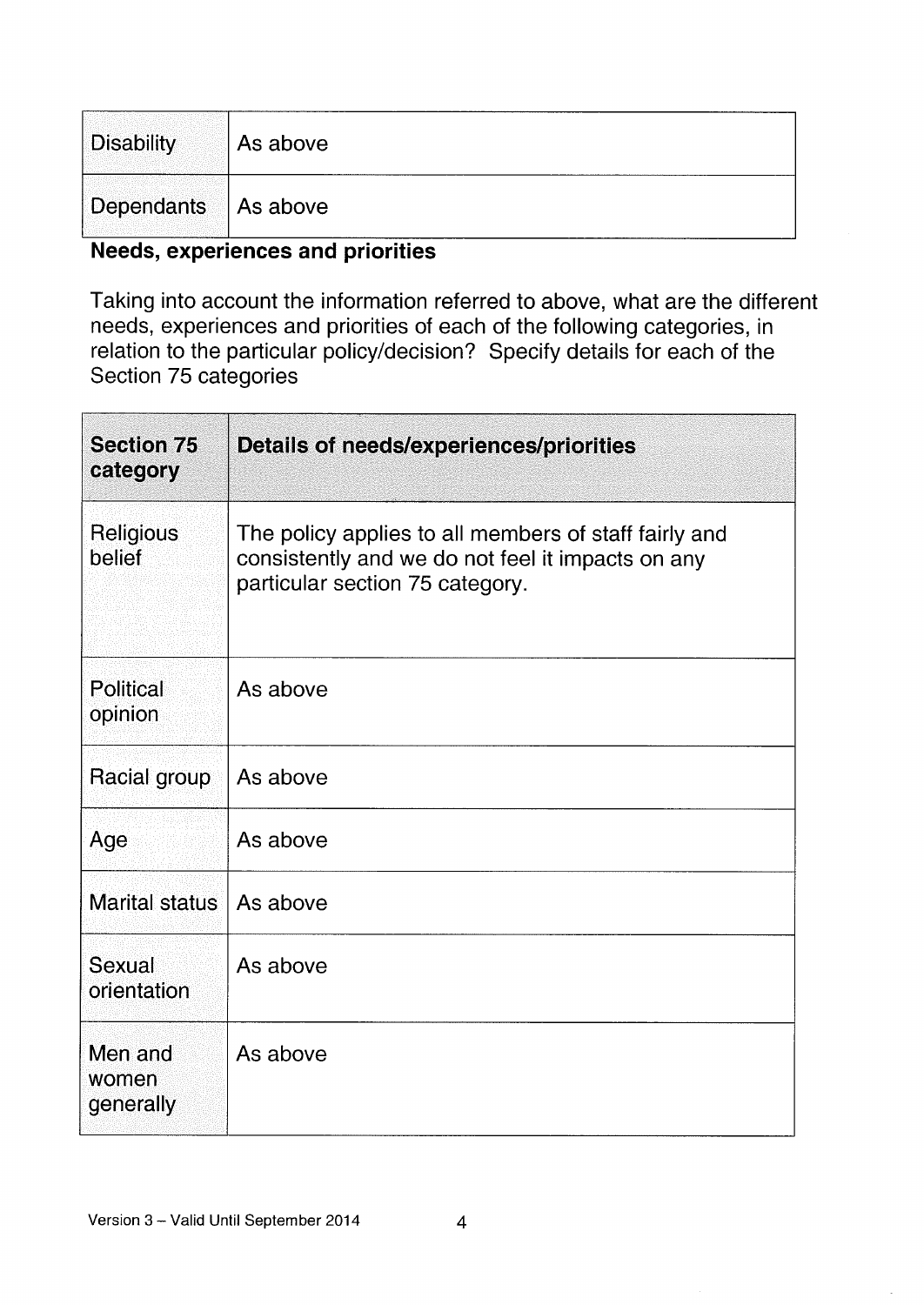| Disability | As above |
|---|---|
| Dependants | As above |

**Needs, experiences and priorities**

Taking into account the information referred to above, what are the different needs, experiences and priorities of each of the following categories, in relation to the particular policy/decision? Specify details for each of the Section 75 categories

| Section 75 category | Details of needs/experiences/priorities |
|---|---|
| Religious belief | The policy applies to all members of staff fairly and consistently and we do not feel it impacts on any particular section 75 category. |
| Political opinion | As above |
| Racial group | As above |
| Age | As above |
| Marital status | As above |
| Sexual orientation | As above |
| Men and women generally | As above |

Version 3 – Valid Until September 2014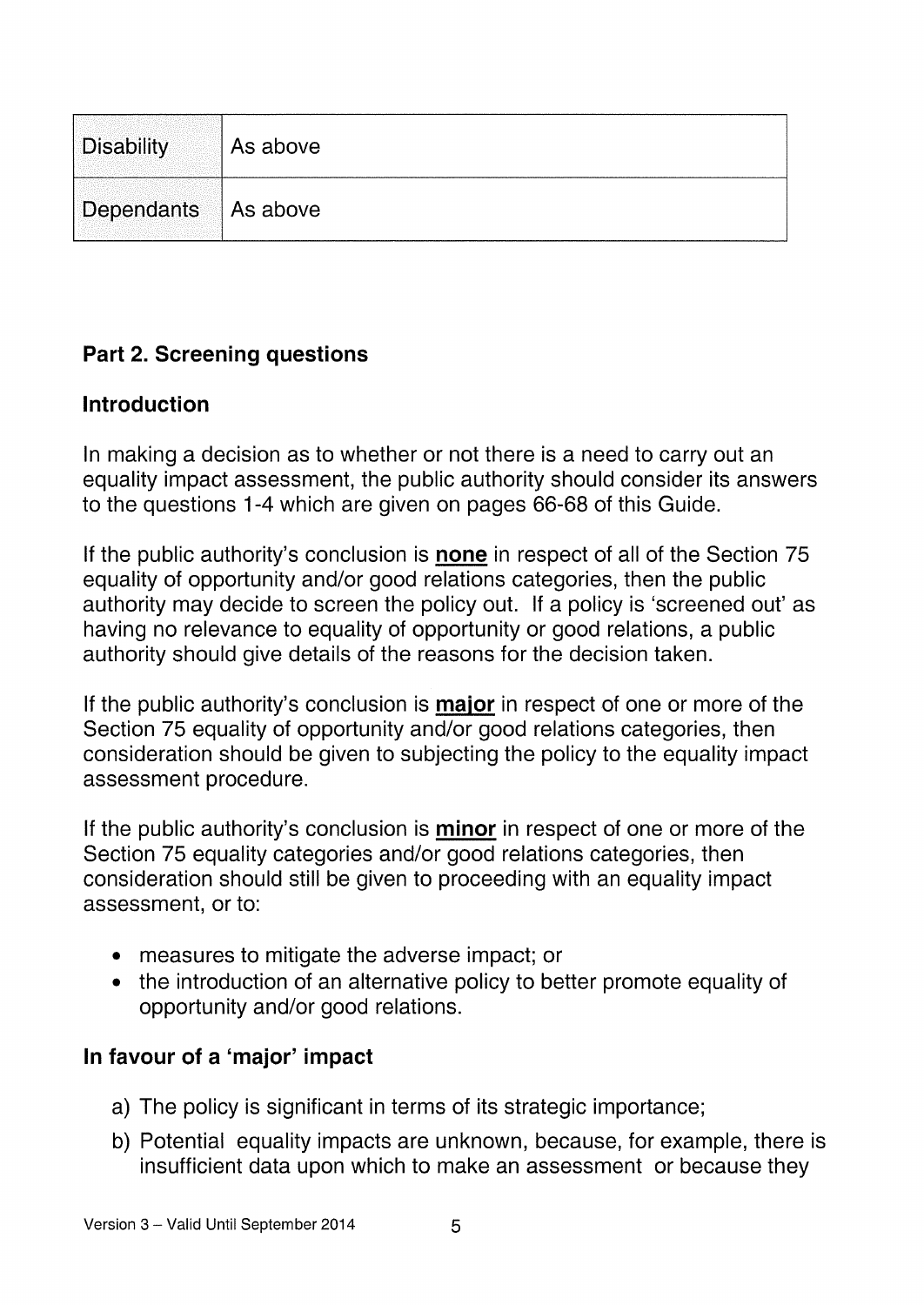| Disability | As above |
|---|---|
| Dependants | As above |

### Part 2. Screening questions

### Introduction

In making a decision as to whether or not there is a need to carry out an equality impact assessment, the public authority should consider its answers to the questions 1-4 which are given on pages 66-68 of this Guide.

If the public authority's conclusion is **none** in respect of all of the Section 75 equality of opportunity and/or good relations categories, then the public authority may decide to screen the policy out. If a policy is 'screened out' as having no relevance to equality of opportunity or good relations, a public authority should give details of the reasons for the decision taken.

If the public authority's conclusion is **major** in respect of one or more of the Section 75 equality of opportunity and/or good relations categories, then consideration should be given to subjecting the policy to the equality impact assessment procedure.

If the public authority's conclusion is **minor** in respect of one or more of the Section 75 equality categories and/or good relations categories, then consideration should still be given to proceeding with an equality impact assessment, or to:

- measures to mitigate the adverse impact; or
- the introduction of an alternative policy to better promote equality of opportunity and/or good relations.

### In favour of a 'major' impact

a) The policy is significant in terms of its strategic importance;
b) Potential equality impacts are unknown, because, for example, there is insufficient data upon which to make an assessment or because they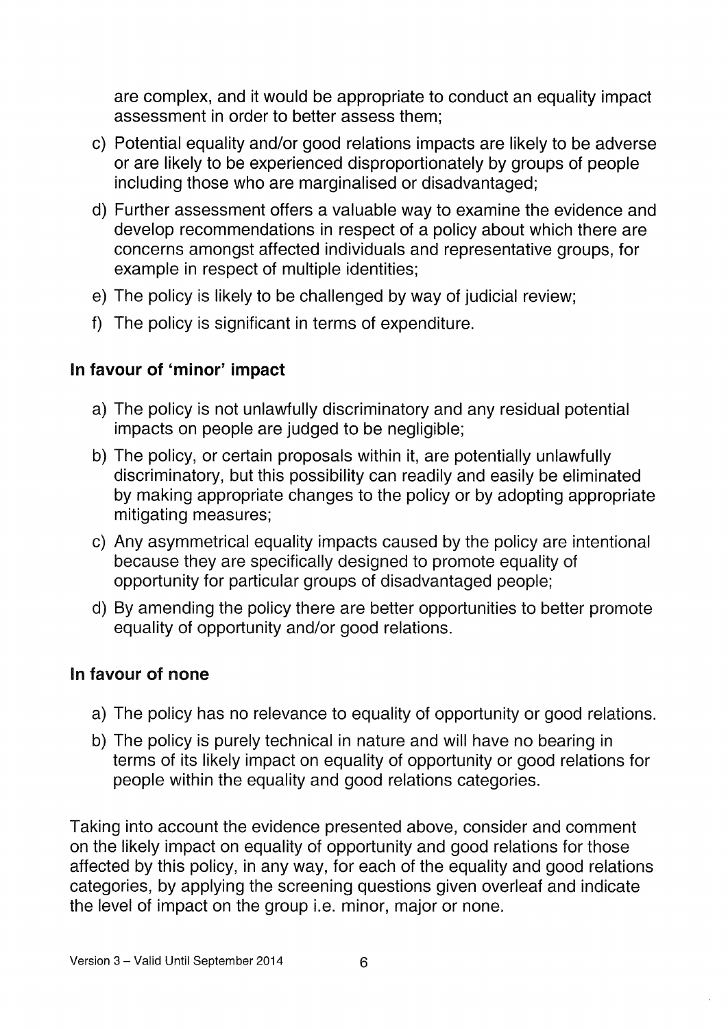are complex, and it would be appropriate to conduct an equality impact assessment in order to better assess them;

c) Potential equality and/or good relations impacts are likely to be adverse or are likely to be experienced disproportionately by groups of people including those who are marginalised or disadvantaged;

d) Further assessment offers a valuable way to examine the evidence and develop recommendations in respect of a policy about which there are concerns amongst affected individuals and representative groups, for example in respect of multiple identities;

e) The policy is likely to be challenged by way of judicial review;

f) The policy is significant in terms of expenditure.

**In favour of 'minor' impact**

a) The policy is not unlawfully discriminatory and any residual potential impacts on people are judged to be negligible;

b) The policy, or certain proposals within it, are potentially unlawfully discriminatory, but this possibility can readily and easily be eliminated by making appropriate changes to the policy or by adopting appropriate mitigating measures;

c) Any asymmetrical equality impacts caused by the policy are intentional because they are specifically designed to promote equality of opportunity for particular groups of disadvantaged people;

d) By amending the policy there are better opportunities to better promote equality of opportunity and/or good relations.

**In favour of none**

a) The policy has no relevance to equality of opportunity or good relations.

b) The policy is purely technical in nature and will have no bearing in terms of its likely impact on equality of opportunity or good relations for people within the equality and good relations categories.

Taking into account the evidence presented above, consider and comment on the likely impact on equality of opportunity and good relations for those affected by this policy, in any way, for each of the equality and good relations categories, by applying the screening questions given overleaf and indicate the level of impact on the group i.e. minor, major or none.

Version 3 – Valid Until September 2014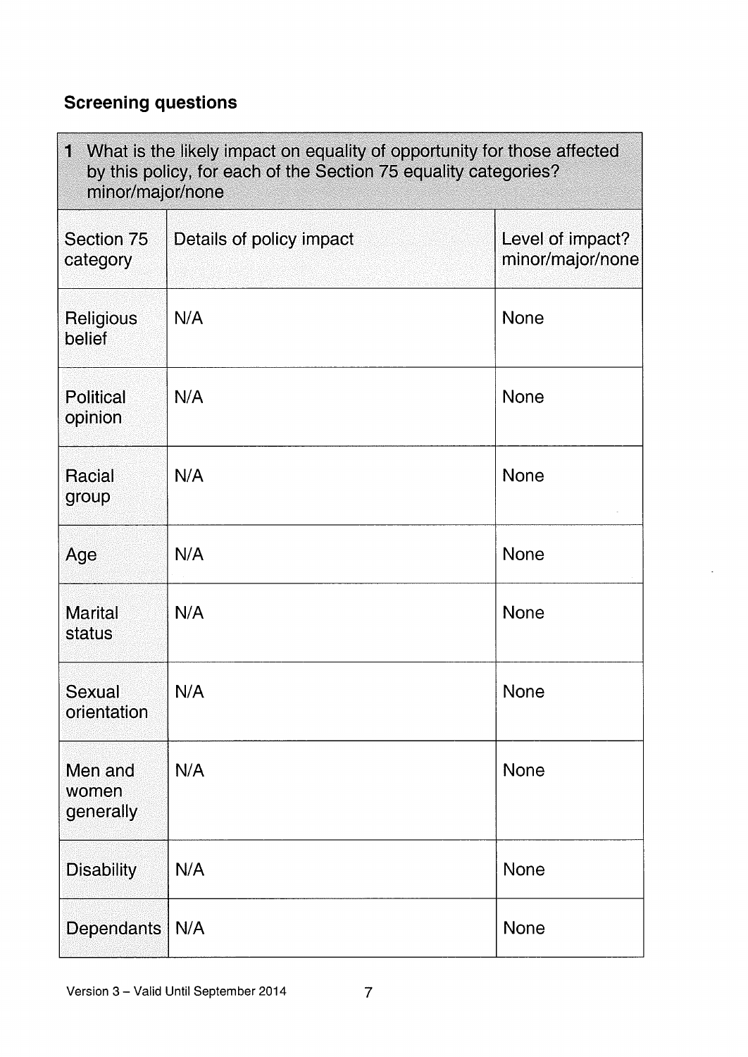## Screening questions

| 1 What is the likely impact on equality of opportunity for those affected by this policy, for each of the Section 75 equality categories? minor/major/none | | |
|---|---|---|
| Section 75 category | Details of policy impact | Level of impact? minor/major/none |
| Religious belief | N/A | None |
| Political opinion | N/A | None |
| Racial group | N/A | None |
| Age | N/A | None |
| Marital status | N/A | None |
| Sexual orientation | N/A | None |
| Men and women generally | N/A | None |
| Disability | N/A | None |
| Dependants | N/A | None |

Version 3 – Valid Until September 2014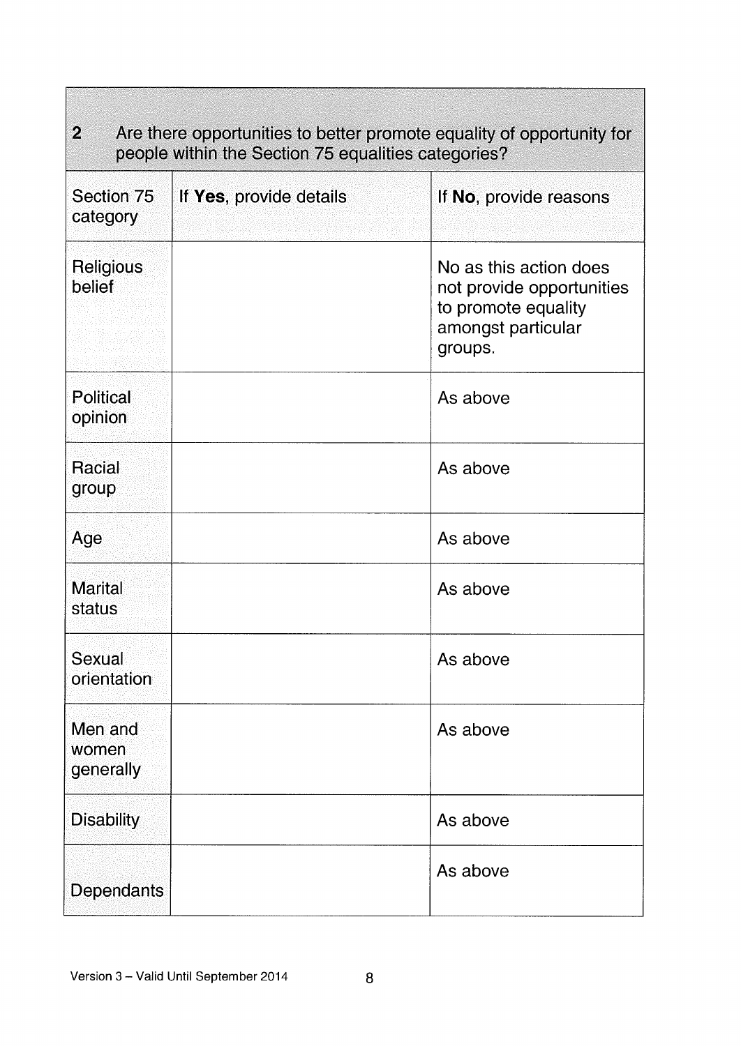| 2 Are there opportunities to better promote equality of opportunity for people within the Section 75 equalities categories? | | |
|---|---|---|
| Section 75 category | If **Yes**, provide details | If **No**, provide reasons |
| Religious belief | | No as this action does not provide opportunities to promote equality amongst particular groups. |
| Political opinion | | As above |
| Racial group | | As above |
| Age | | As above |
| Marital status | | As above |
| Sexual orientation | | As above |
| Men and women generally | | As above |
| Disability | | As above |
| Dependants | | As above |

Version 3 – Valid Until September 2014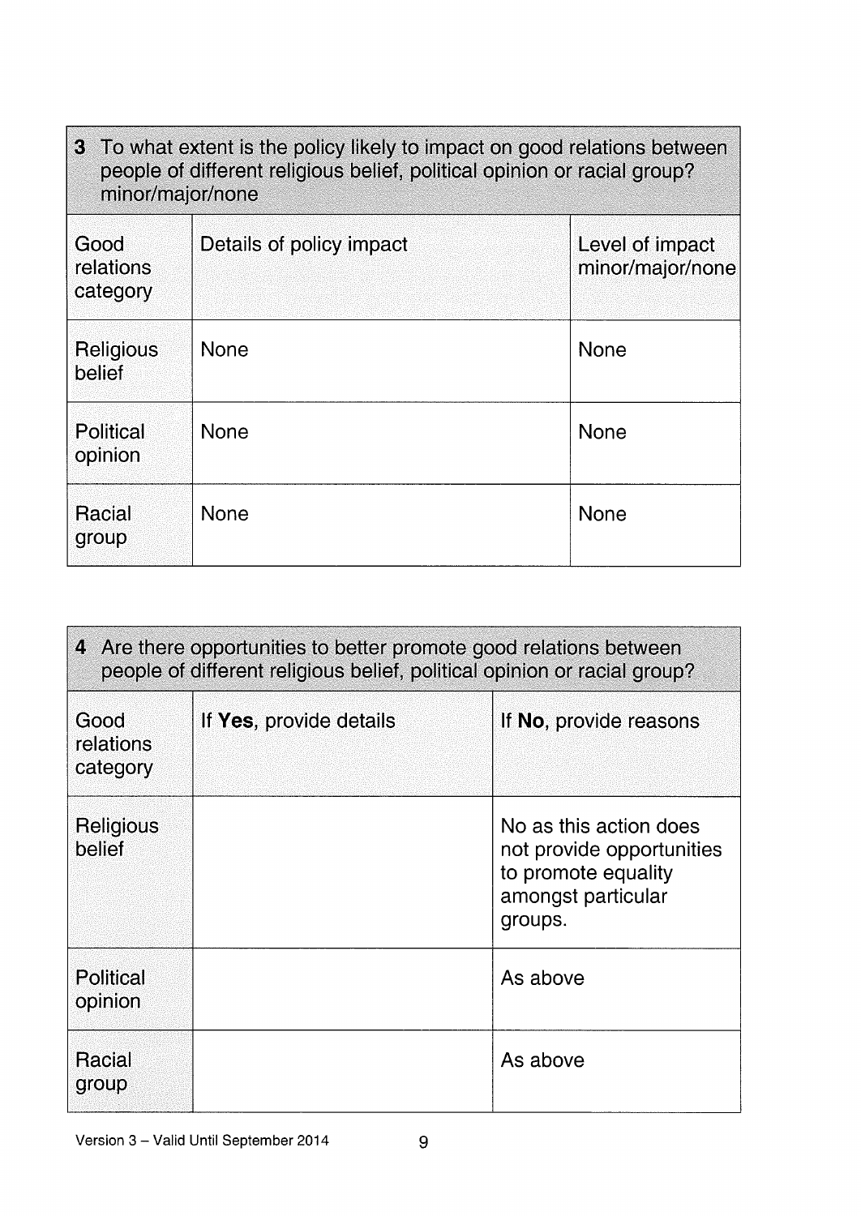| **3** To what extent is the policy likely to impact on good relations between people of different religious belief, political opinion or racial group? minor/major/none | | |
|---|---|---|
| Good relations category | Details of policy impact | Level of impact minor/major/none |
| Religious belief | None | None |
| Political opinion | None | None |
| Racial group | None | None |

| **4** Are there opportunities to better promote good relations between people of different religious belief, political opinion or racial group? | | |
|---|---|---|
| Good relations category | If **Yes**, provide details | If **No**, provide reasons |
| Religious belief | | No as this action does not provide opportunities to promote equality amongst particular groups. |
| Political opinion | | As above |
| Racial group | | As above |

Version 3 – Valid Until September 2014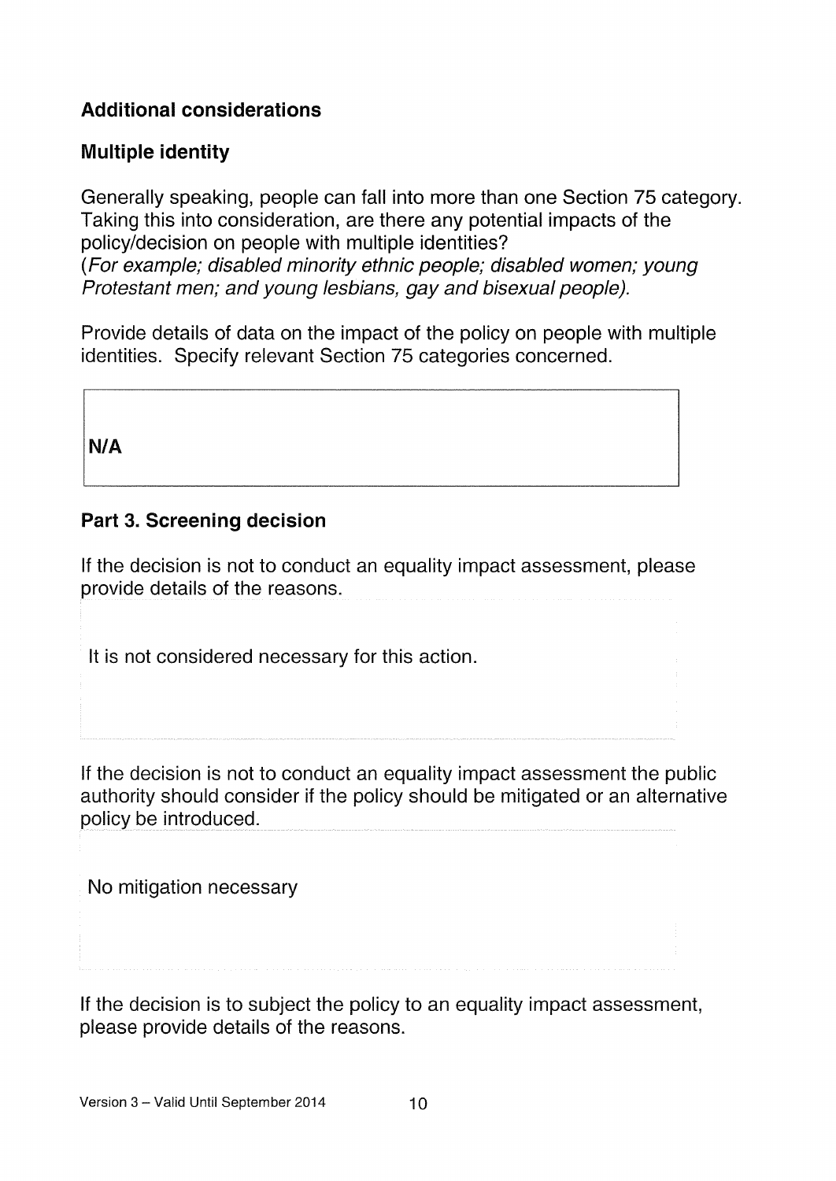## Additional considerations

### Multiple identity

Generally speaking, people can fall into more than one Section 75 category. Taking this into consideration, are there any potential impacts of the policy/decision on people with multiple identities?
(*For example; disabled minority ethnic people; disabled women; young Protestant men; and young lesbians, gay and bisexual people).*

Provide details of data on the impact of the policy on people with multiple identities. Specify relevant Section 75 categories concerned.

| **N/A** |
|---|

## Part 3. Screening decision

If the decision is not to conduct an equality impact assessment, please provide details of the reasons.

It is not considered necessary for this action.

If the decision is not to conduct an equality impact assessment the public authority should consider if the policy should be mitigated or an alternative policy be introduced.

No mitigation necessary

If the decision is to subject the policy to an equality impact assessment, please provide details of the reasons.

Version 3 – Valid Until September 2014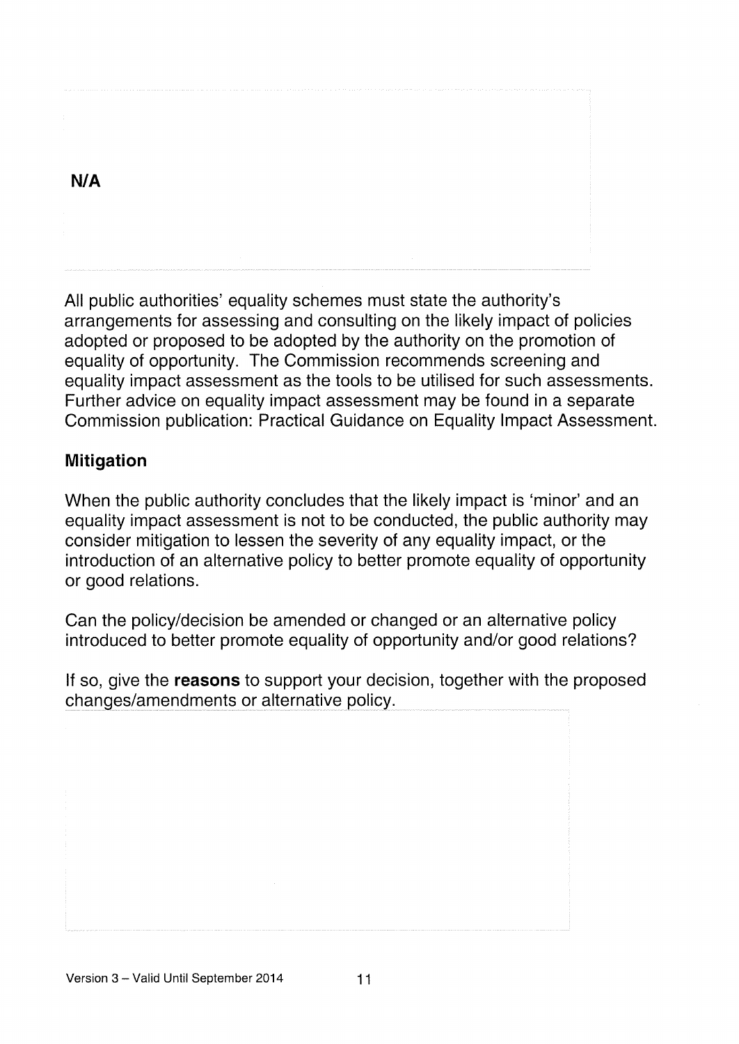**N/A**

All public authorities' equality schemes must state the authority's arrangements for assessing and consulting on the likely impact of policies adopted or proposed to be adopted by the authority on the promotion of equality of opportunity. The Commission recommends screening and equality impact assessment as the tools to be utilised for such assessments. Further advice on equality impact assessment may be found in a separate Commission publication: Practical Guidance on Equality Impact Assessment.

## Mitigation

When the public authority concludes that the likely impact is 'minor' and an equality impact assessment is not to be conducted, the public authority may consider mitigation to lessen the severity of any equality impact, or the introduction of an alternative policy to better promote equality of opportunity or good relations.

Can the policy/decision be amended or changed or an alternative policy introduced to better promote equality of opportunity and/or good relations?

If so, give the **reasons** to support your decision, together with the proposed changes/amendments or alternative policy.

Version 3 – Valid Until September 2014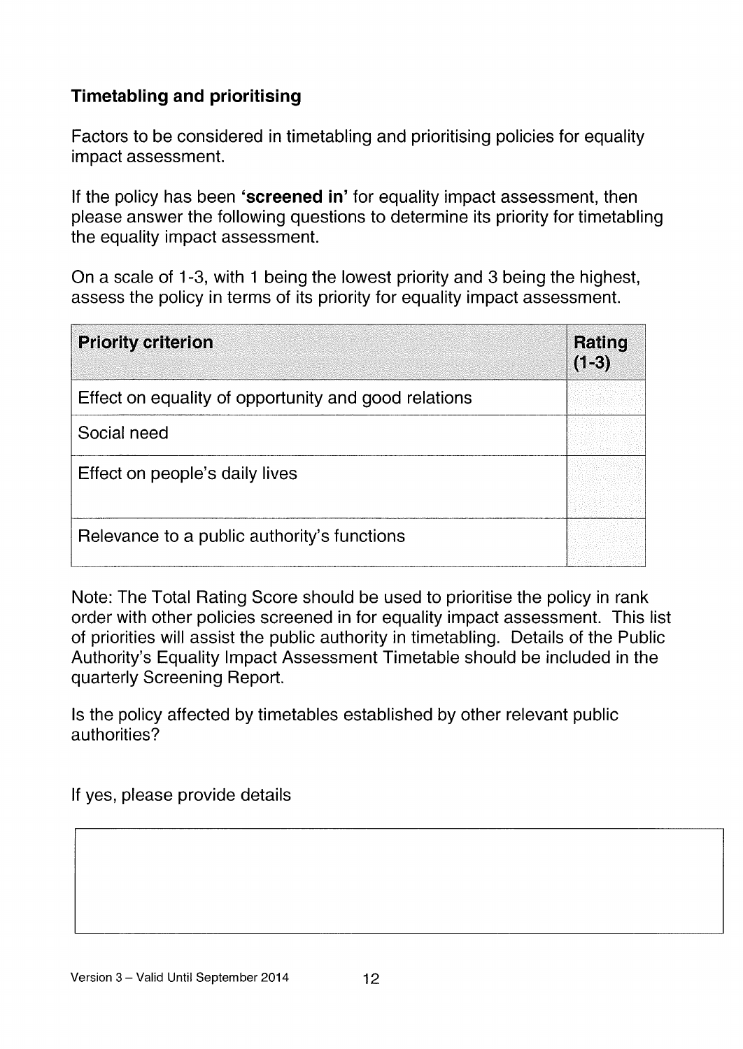## Timetabling and prioritising

Factors to be considered in timetabling and prioritising policies for equality impact assessment.

If the policy has been **'screened in'** for equality impact assessment, then please answer the following questions to determine its priority for timetabling the equality impact assessment.

On a scale of 1-3, with 1 being the lowest priority and 3 being the highest, assess the policy in terms of its priority for equality impact assessment.

| Priority criterion | Rating (1-3) |
|---|---|
| Effect on equality of opportunity and good relations | |
| Social need | |
| Effect on people's daily lives | |
| Relevance to a public authority's functions | |

Note: The Total Rating Score should be used to prioritise the policy in rank order with other policies screened in for equality impact assessment. This list of priorities will assist the public authority in timetabling. Details of the Public Authority's Equality Impact Assessment Timetable should be included in the quarterly Screening Report.

Is the policy affected by timetables established by other relevant public authorities?

If yes, please provide details

| |
|---|
| |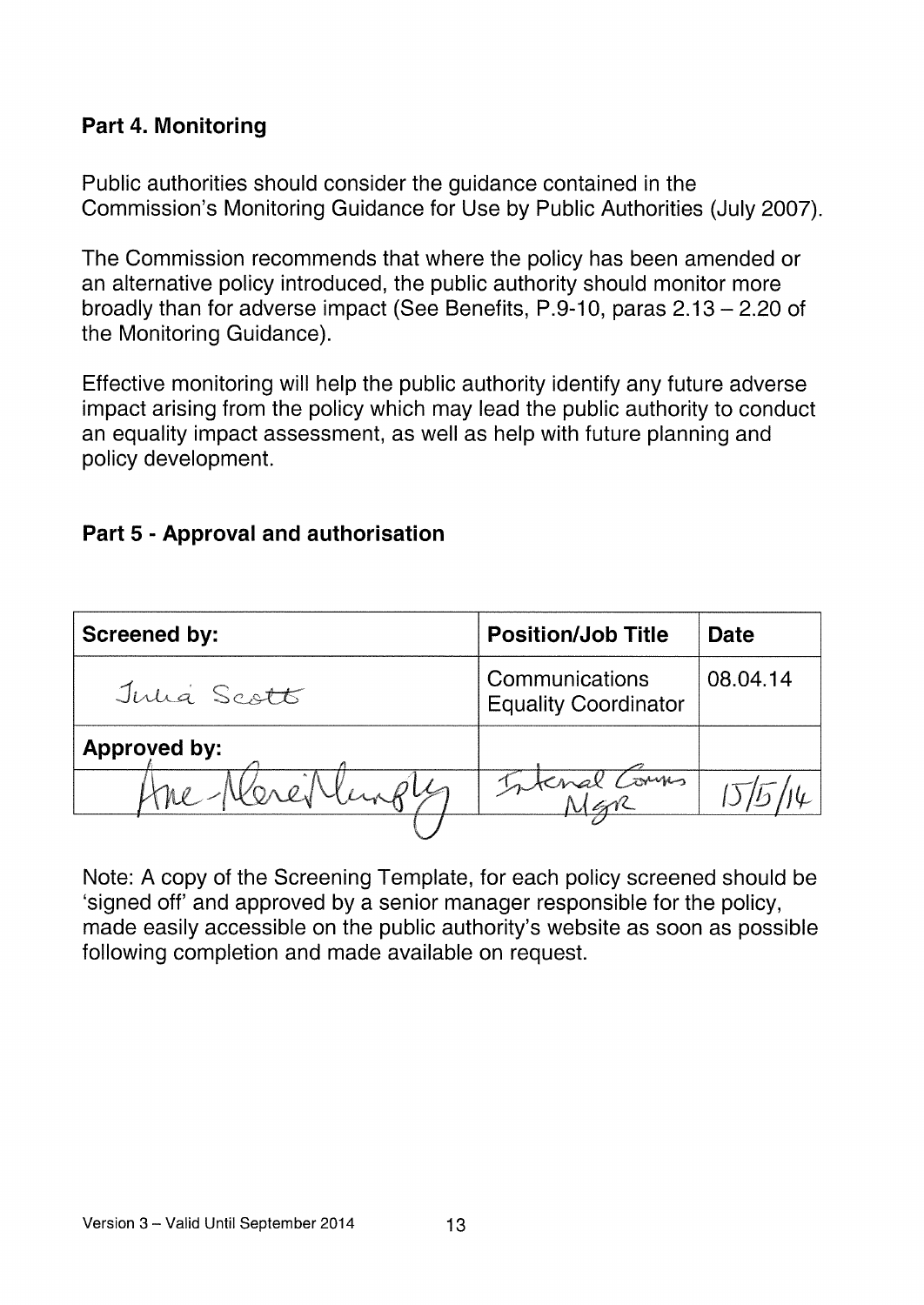## Part 4. Monitoring

Public authorities should consider the guidance contained in the Commission's Monitoring Guidance for Use by Public Authorities (July 2007).

The Commission recommends that where the policy has been amended or an alternative policy introduced, the public authority should monitor more broadly than for adverse impact (See Benefits, P.9-10, paras 2.13 – 2.20 of the Monitoring Guidance).

Effective monitoring will help the public authority identify any future adverse impact arising from the policy which may lead the public authority to conduct an equality impact assessment, as well as help with future planning and policy development.

## Part 5 - Approval and authorisation

| Screened by: | Position/Job Title | Date |
|---|---|---|
| Julia Scott | Communications Equality Coordinator | 08.04.14 |
| **Approved by:** | | |
| Ane-Marie Murphy | Internal Comms Mgr | 15/5/14 |

Note: A copy of the Screening Template, for each policy screened should be 'signed off' and approved by a senior manager responsible for the policy, made easily accessible on the public authority's website as soon as possible following completion and made available on request.

Version 3 – Valid Until September 2014